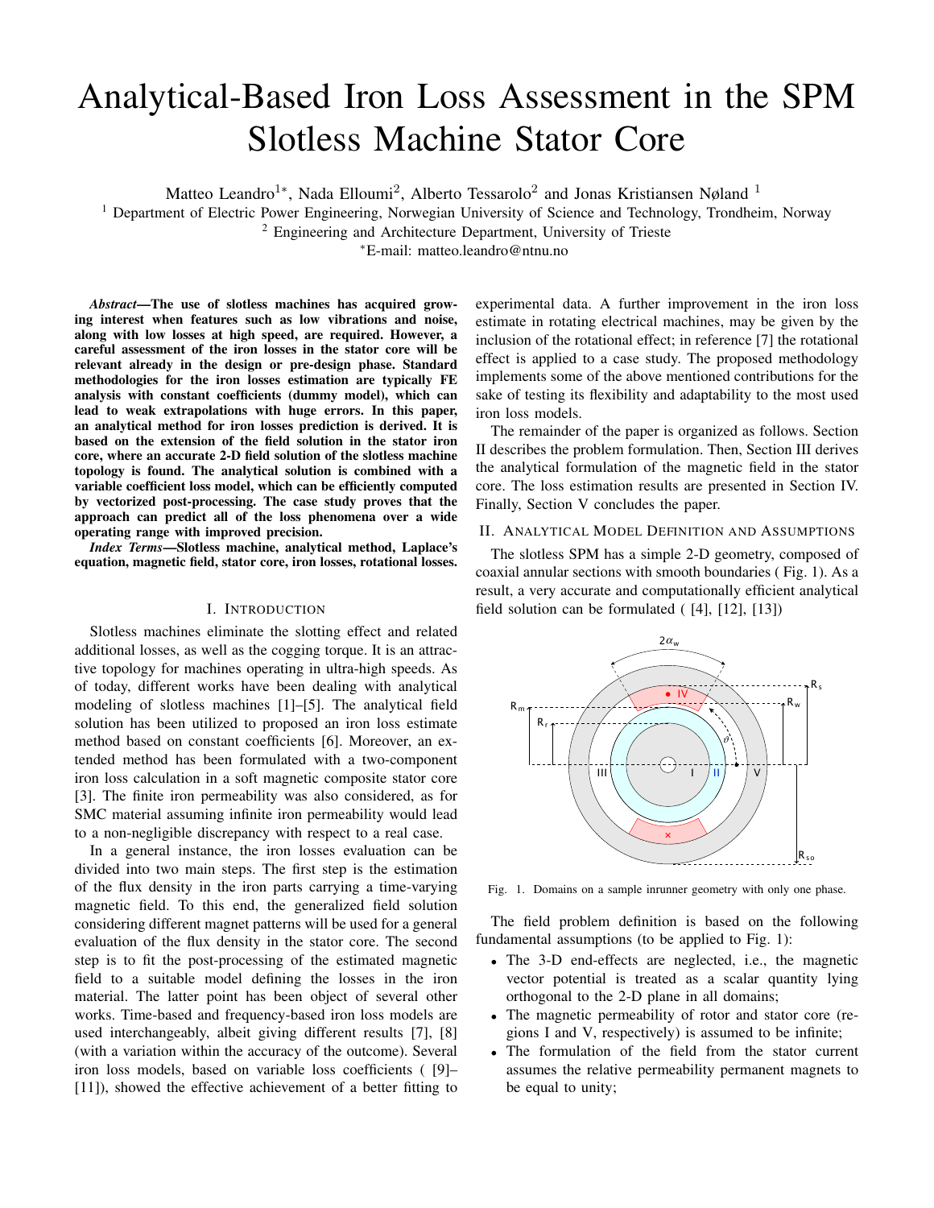# Analytical-Based Iron Loss Assessment in the SPM Slotless Machine Stator Core

Matteo Leandro[1*], Nada Elloumi[2], Alberto Tessarolo[2] and Jonas Kristiansen Nøland [1]

[1] Department of Electric Power Engineering, Norwegian University of Science and Technology, Trondheim, Norway

[2] Engineering and Architecture Department, University of Trieste

*E-mail: matteo.leandro@ntnu.no

***Abstract*—The use of slotless machines has acquired growing interest when features such as low vibrations and noise, along with low losses at high speed, are required. However, a careful assessment of the iron losses in the stator core will be relevant already in the design or pre-design phase. Standard methodologies for the iron losses estimation are typically FE analysis with constant coefficients (dummy model), which can lead to weak extrapolations with huge errors. In this paper, an analytical method for iron losses prediction is derived. It is based on the extension of the field solution in the stator iron core, where an accurate 2-D field solution of the slotless machine topology is found. The analytical solution is combined with a variable coefficient loss model, which can be efficiently computed by vectorized post-processing. The case study proves that the approach can predict all of the loss phenomena over a wide operating range with improved precision.**

***Index Terms*—Slotless machine, analytical method, Laplace's equation, magnetic field, stator core, iron losses, rotational losses.**

## I. Introduction

Slotless machines eliminate the slotting effect and related additional losses, as well as the cogging torque. It is an attractive topology for machines operating in ultra-high speeds. As of today, different works have been dealing with analytical modeling of slotless machines [1]–[5]. The analytical field solution has been utilized to proposed an iron loss estimate method based on constant coefficients [6]. Moreover, an extended method has been formulated with a two-component iron loss calculation in a soft magnetic composite stator core [3]. The finite iron permeability was also considered, as for SMC material assuming infinite iron permeability would lead to a non-negligible discrepancy with respect to a real case.

In a general instance, the iron losses evaluation can be divided into two main steps. The first step is the estimation of the flux density in the iron parts carrying a time-varying magnetic field. To this end, the generalized field solution considering different magnet patterns will be used for a general evaluation of the flux density in the stator core. The second step is to fit the post-processing of the estimated magnetic field to a suitable model defining the losses in the iron material. The latter point has been object of several other works. Time-based and frequency-based iron loss models are used interchangeably, albeit giving different results [7], [8] (with a variation within the accuracy of the outcome). Several iron loss models, based on variable loss coefficients ( [9]–[11]), showed the effective achievement of a better fitting to experimental data. A further improvement in the iron loss estimate in rotating electrical machines, may be given by the inclusion of the rotational effect; in reference [7] the rotational effect is applied to a case study. The proposed methodology implements some of the above mentioned contributions for the sake of testing its flexibility and adaptability to the most used iron loss models.

The remainder of the paper is organized as follows. Section II describes the problem formulation. Then, Section III derives the analytical formulation of the magnetic field in the stator core. The loss estimation results are presented in Section IV. Finally, Section V concludes the paper.

## II. Analytical Model Definition and Assumptions

The slotless SPM has a simple 2-D geometry, composed of coaxial annular sections with smooth boundaries ( Fig. 1). As a result, a very accurate and computationally efficient analytical field solution can be formulated ( [4], [12], [13])

Fig. 1. Domains on a sample inrunner geometry with only one phase.

The field problem definition is based on the following fundamental assumptions (to be applied to Fig. 1):

- The 3-D end-effects are neglected, i.e., the magnetic vector potential is treated as a scalar quantity lying orthogonal to the 2-D plane in all domains;
- The magnetic permeability of rotor and stator core (regions I and V, respectively) is assumed to be infinite;
- The formulation of the field from the stator current assumes the relative permeability permanent magnets to be equal to unity;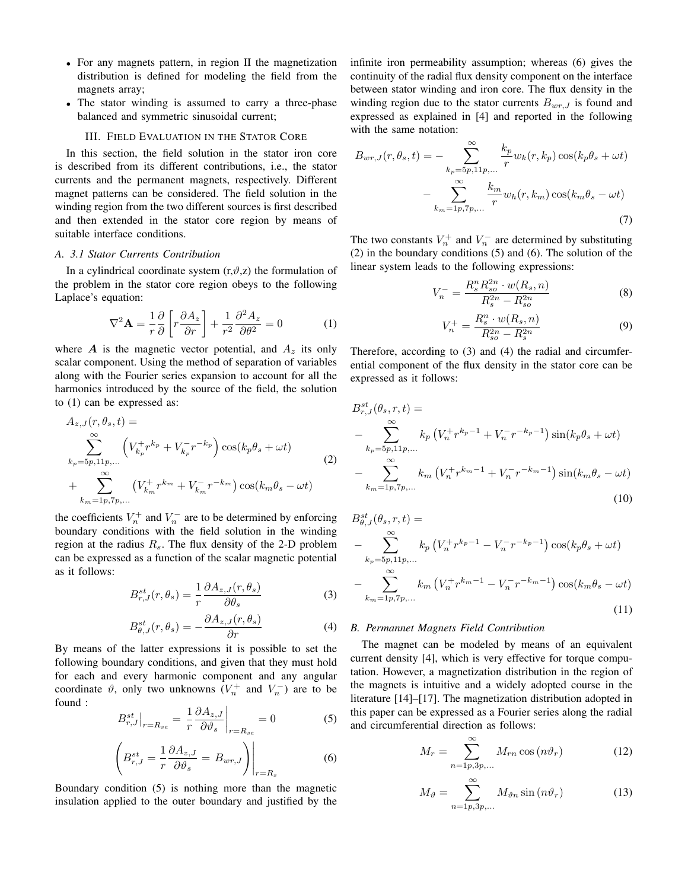- For any magnets pattern, in region II the magnetization distribution is defined for modeling the field from the magnets array;
- The stator winding is assumed to carry a three-phase balanced and symmetric sinusoidal current;

## III. Field Evaluation in the Stator Core

In this section, the field solution in the stator iron core is described from its different contributions, i.e., the stator currents and the permanent magnets, respectively. Different magnet patterns can be considered. The field solution in the winding region from the two different sources is first described and then extended in the stator core region by means of suitable interface conditions.

### A. 3.1 Stator Currents Contribution

In a cylindrical coordinate system (r,$\vartheta$,z) the formulation of the problem in the stator core region obeys to the following Laplace's equation:

$$\nabla^2 \mathbf{A} = \frac{1}{r}\frac{\partial}{\partial}\left[r\frac{\partial A_z}{\partial r}\right] + \frac{1}{r^2}\frac{\partial^2 A_z}{\partial \theta^2} = 0 \tag{1}$$

where $\boldsymbol{A}$ is the magnetic vector potential, and $A_z$ its only scalar component. Using the method of separation of variables along with the Fourier series expansion to account for all the harmonics introduced by the source of the field, the solution to (1) can be expressed as:

$$\begin{aligned} A_{z,J}(r,\theta_s,t) = & \\ \sum_{k_p=5p,11p,\ldots}^{\infty} & \left(V_{k_p}^{+} r^{k_p} + V_{k_p}^{-} r^{-k_p}\right)\cos(k_p\theta_s + \omega t) \\ + \sum_{k_m=1p,7p,\ldots}^{\infty} & \left(V_{k_m}^{+} r^{k_m} + V_{k_m}^{-} r^{-k_m}\right)\cos(k_m\theta_s - \omega t) \end{aligned} \tag{2}$$

the coefficients $V_n^+$ and $V_n^-$ are to be determined by enforcing boundary conditions with the field solution in the winding region at the radius $R_s$. The flux density of the 2-D problem can be expressed as a function of the scalar magnetic potential as it follows:

$$B_{r,J}^{st}(r,\theta_s) = \frac{1}{r}\frac{\partial A_{z,J}(r,\theta_s)}{\partial \vartheta_s} \tag{3}$$

$$B_{\theta,J}^{st}(r,\theta_s) = -\frac{\partial A_{z,J}(r,\theta_s)}{\partial r} \tag{4}$$

By means of the latter expressions it is possible to set the following boundary conditions, and given that they must hold for each and every harmonic component and any angular coordinate $\vartheta$, only two unknowns ($V_n^+$ and $V_n^-$) are to be found :

$$B_{r,J}^{st}\Big|_{r=R_{se}} = \frac{1}{r}\frac{\partial A_{z,J}}{\partial \vartheta_s}\bigg|_{r=R_{se}} = 0 \tag{5}$$

$$\left(B_{r,J}^{st} = \frac{1}{r}\frac{\partial A_{z,J}}{\partial \vartheta_s} = B_{wr,J}\right)\bigg|_{r=R_s} \tag{6}$$

Boundary condition (5) is nothing more than the magnetic insulation applied to the outer boundary and justified by the infinite iron permeability assumption; whereas (6) gives the continuity of the radial flux density component on the interface between stator winding and iron core. The flux density in the winding region due to the stator currents $B_{wr,J}$ is found and expressed as explained in [4] and reported in the following with the same notation:

$$\begin{aligned} B_{wr,J}(r,\theta_s,t) = & -\sum_{k_p=5p,11p,\ldots}^{\infty} \frac{k_p}{r} w_k(r,k_p)\cos(k_p\theta_s + \omega t) \\ & - \sum_{k_m=1p,7p,\ldots}^{\infty} \frac{k_m}{r} w_h(r,k_m)\cos(k_m\theta_s - \omega t) \end{aligned} \tag{7}$$

The two constants $V_n^+$ and $V_n^-$ are determined by substituting (2) in the boundary conditions (5) and (6). The solution of the linear system leads to the following expressions:

$$V_n^- = \frac{R_s^n R_{so}^{2n} \cdot w(R_s,n)}{R_s^{2n} - R_{so}^{2n}} \tag{8}$$

$$V_n^+ = \frac{R_s^n \cdot w(R_s,n)}{R_{so}^{2n} - R_s^{2n}} \tag{9}$$

Therefore, according to (3) and (4) the radial and circumferential component of the flux density in the stator core can be expressed as it follows:

$$\begin{aligned} & B_{r,J}^{st}(\theta_s,r,t) = \\ & -\sum_{k_p=5p,11p,\ldots}^{\infty} k_p\left(V_n^+ r^{k_p-1} + V_n^- r^{-k_p-1}\right)\sin(k_p\theta_s + \omega t) \\ & -\sum_{k_m=1p,7p,\ldots}^{\infty} k_m\left(V_n^+ r^{k_m-1} + V_n^- r^{-k_m-1}\right)\sin(k_m\theta_s - \omega t) \end{aligned} \tag{10}$$

$$\begin{aligned} & B_{\theta,J}^{st}(\theta_s,r,t) = \\ & -\sum_{k_p=5p,11p,\ldots}^{\infty} k_p\left(V_n^+ r^{k_p-1} - V_n^- r^{-k_p-1}\right)\cos(k_p\theta_s + \omega t) \\ & -\sum_{k_m=1p,7p,\ldots}^{\infty} k_m\left(V_n^+ r^{k_m-1} - V_n^- r^{-k_m-1}\right)\cos(k_m\theta_s - \omega t) \end{aligned} \tag{11}$$

### B. Permannet Magnets Field Contribution

The magnet can be modeled by means of an equivalent current density [4], which is very effective for torque computation. However, a magnetization distribution in the region of the magnets is intuitive and a widely adopted course in the literature [14]–[17]. The magnetization distribution adopted in this paper can be expressed as a Fourier series along the radial and circumferential direction as follows:

$$M_r = \sum_{n=1p,3p,\ldots}^{\infty} M_{rn}\cos(n\vartheta_r) \tag{12}$$

$$M_\vartheta = \sum_{n=1p,3p,\ldots}^{\infty} M_{\vartheta n}\sin(n\vartheta_r) \tag{13}$$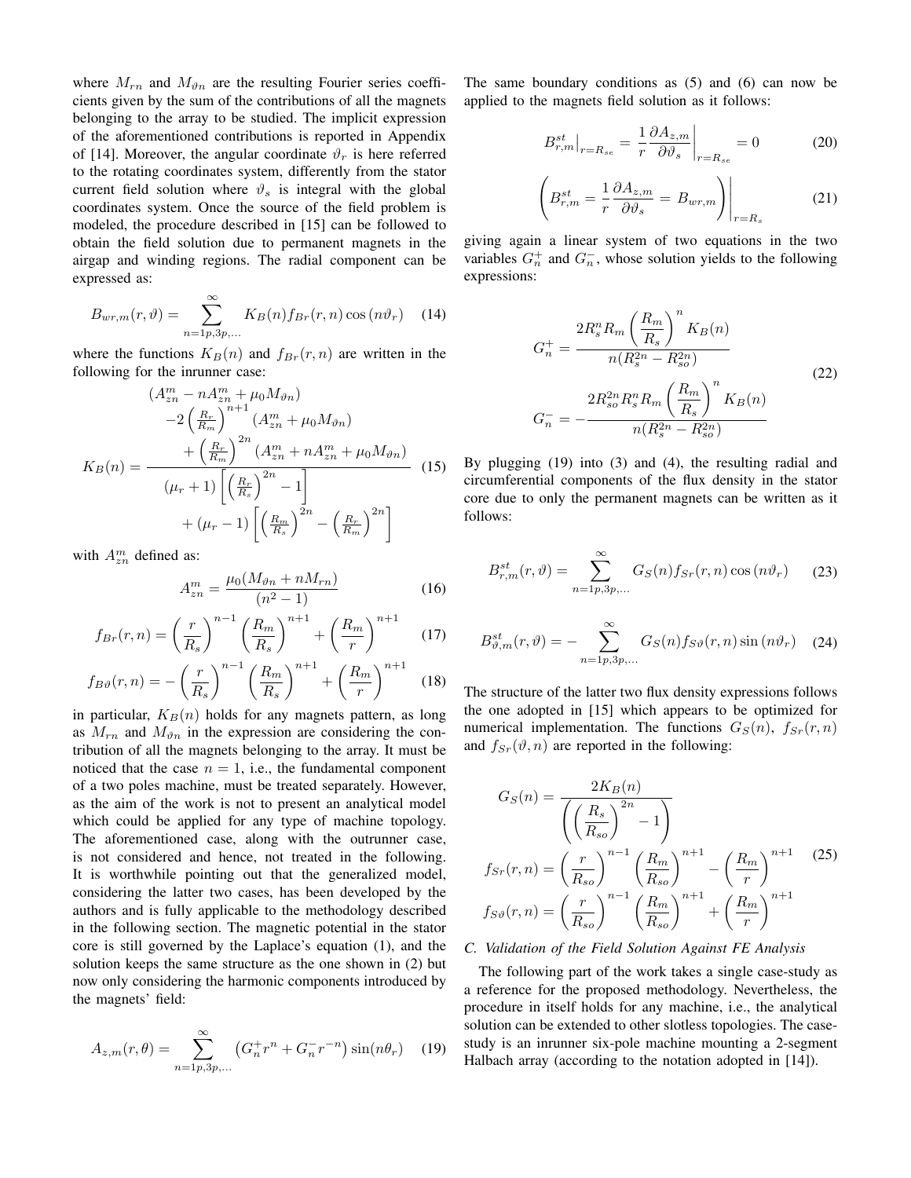where $M_{rn}$ and $M_{\vartheta n}$ are the resulting Fourier series coefficients given by the sum of the contributions of all the magnets belonging to the array to be studied. The implicit expression of the aforementioned contributions is reported in Appendix of [14]. Moreover, the angular coordinate $\vartheta_r$ is here referred to the rotating coordinates system, differently from the stator current field solution where $\vartheta_s$ is integral with the global coordinates system. Once the source of the field problem is modeled, the procedure described in [15] can be followed to obtain the field solution due to permanent magnets in the airgap and winding regions. The radial component can be expressed as:

$$B_{wr,m}(r,\vartheta) = \sum_{n=1p,3p,\dots}^{\infty} K_B(n) f_{Br}(r,n)\cos(n\vartheta_r) \quad (14)$$

where the functions $K_B(n)$ and $f_{Br}(r,n)$ are written in the following for the inrunner case:

$$K_B(n) = \frac{\begin{array}{c}(A^m_{zn} - nA^m_{zn} + \mu_0 M_{\vartheta n}) \\ -2\left(\frac{R_r}{R_m}\right)^{n+1}(A^m_{zn} + \mu_0 M_{\vartheta n}) \\ +\left(\frac{R_r}{R_m}\right)^{2n}(A^m_{zn} + nA^m_{zn} + \mu_0 M_{\vartheta n})\end{array}}{\begin{array}{c}(\mu_r+1)\left[\left(\frac{R_r}{R_s}\right)^{2n} - 1\right] \\ +(\mu_r-1)\left[\left(\frac{R_m}{R_s}\right)^{2n} - \left(\frac{R_r}{R_m}\right)^{2n}\right]\end{array}} \quad (15)$$

with $A^m_{zn}$ defined as:

$$A^m_{zn} = \frac{\mu_0(M_{\vartheta n} + nM_{rn})}{(n^2-1)} \quad (16)$$

$$f_{Br}(r,n) = \left(\frac{r}{R_s}\right)^{n-1}\left(\frac{R_m}{R_s}\right)^{n+1} + \left(\frac{R_m}{r}\right)^{n+1} \quad (17)$$

$$f_{B\vartheta}(r,n) = -\left(\frac{r}{R_s}\right)^{n-1}\left(\frac{R_m}{R_s}\right)^{n+1} + \left(\frac{R_m}{r}\right)^{n+1} \quad (18)$$

in particular, $K_B(n)$ holds for any magnets pattern, as long as $M_{rn}$ and $M_{\vartheta n}$ in the expression are considering the contribution of all the magnets belonging to the array. It must be noticed that the case $n = 1$, i.e., the fundamental component of a two poles machine, must be treated separately. However, as the aim of the work is not to present an analytical model which could be applied for any type of machine topology. The aforementioned case, along with the outrunner case, is not considered and hence, not treated in the following. It is worthwhile pointing out that the generalized model, considering the latter two cases, has been developed by the authors and is fully applicable to the methodology described in the following section. The magnetic potential in the stator core is still governed by the Laplace's equation (1), and the solution keeps the same structure as the one shown in (2) but now only considering the harmonic components introduced by the magnets' field:

$$A_{z,m}(r,\theta) = \sum_{n=1p,3p,\dots}^{\infty} \left(G^+_n r^n + G^-_n r^{-n}\right)\sin(n\theta_r) \quad (19)$$

The same boundary conditions as (5) and (6) can now be applied to the magnets field solution as it follows:

$$B^{st}_{r,m}\Big|_{r=R_{se}} = \frac{1}{r}\frac{\partial A_{z,m}}{\partial \vartheta_s}\Bigg|_{r=R_{se}} = 0 \quad (20)$$

$$\left(B^{st}_{r,m} = \frac{1}{r}\frac{\partial A_{z,m}}{\partial \vartheta_s} = B_{wr,m}\right)\Bigg|_{r=R_s} \quad (21)$$

giving again a linear system of two equations in the two variables $G^+_n$ and $G^-_n$, whose solution yields to the following expressions:

$$\begin{aligned} G^+_n &= \frac{2R_s^n R_m \left(\frac{R_m}{R_s}\right)^n K_B(n)}{n(R_s^{2n} - R_{so}^{2n})} \\ G^-_n &= -\frac{2R_{so}^{2n} R_s^n R_m \left(\frac{R_m}{R_s}\right)^n K_B(n)}{n(R_s^{2n} - R_{so}^{2n})} \end{aligned} \quad (22)$$

By plugging (19) into (3) and (4), the resulting radial and circumferential components of the flux density in the stator core due to only the permanent magnets can be written as it follows:

$$B^{st}_{r,m}(r,\vartheta) = \sum_{n=1p,3p,\dots}^{\infty} G_S(n) f_{Sr}(r,n)\cos(n\vartheta_r) \quad (23)$$

$$B^{st}_{\vartheta,m}(r,\vartheta) = -\sum_{n=1p,3p,\dots}^{\infty} G_S(n) f_{S\vartheta}(r,n)\sin(n\vartheta_r) \quad (24)$$

The structure of the latter two flux density expressions follows the one adopted in [15] which appears to be optimized for numerical implementation. The functions $G_S(n)$, $f_{Sr}(r,n)$ and $f_{Sr}(\vartheta,n)$ are reported in the following:

$$\begin{aligned} G_S(n) &= \frac{2K_B(n)}{\left(\left(\frac{R_s}{R_{so}}\right)^{2n} - 1\right)} \\ f_{Sr}(r,n) &= \left(\frac{r}{R_{so}}\right)^{n-1}\left(\frac{R_m}{R_{so}}\right)^{n+1} - \left(\frac{R_m}{r}\right)^{n+1} \\ f_{S\vartheta}(r,n) &= \left(\frac{r}{R_{so}}\right)^{n-1}\left(\frac{R_m}{R_{so}}\right)^{n+1} + \left(\frac{R_m}{r}\right)^{n+1} \end{aligned} \quad (25)$$

### C. Validation of the Field Solution Against FE Analysis

The following part of the work takes a single case-study as a reference for the proposed methodology. Nevertheless, the procedure in itself holds for any machine, i.e., the analytical solution can be extended to other slotless topologies. The case-study is an inrunner six-pole machine mounting a 2-segment Halbach array (according to the notation adopted in [14]).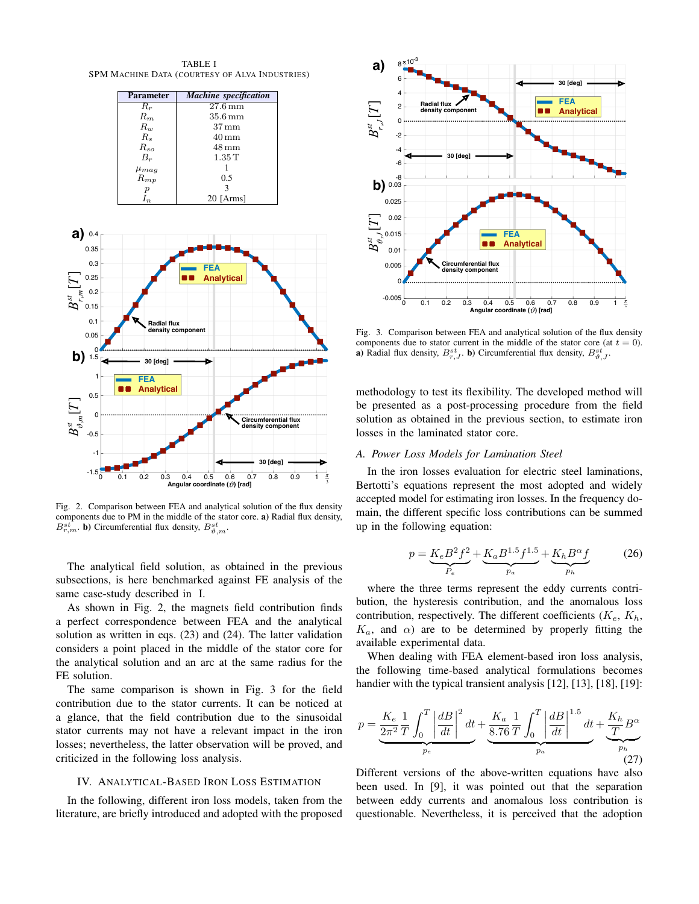TABLE I
SPM MACHINE DATA (COURTESY OF ALVA INDUSTRIES)

| Parameter | *Machine specification* |
|---|---|
| $R_r$ | 27.6 mm |
| $R_m$ | 35.6 mm |
| $R_w$ | 37 mm |
| $R_s$ | 40 mm |
| $R_{so}$ | 48 mm |
| $B_r$ | 1.35 T |
| $\mu_{mag}$ | 1 |
| $R_{mp}$ | 0.5 |
| $p$ | 3 |
| $I_n$ | 20 [Arms] |

Fig. 2. Comparison between FEA and analytical solution of the flux density components due to PM in the middle of the stator core. **a)** Radial flux density, $B^{st}_{r,m}$. **b)** Circumferential flux density, $B^{st}_{\vartheta,m}$.

The analytical field solution, as obtained in the previous subsections, is here benchmarked against FE analysis of the same case-study described in I.

As shown in Fig. 2, the magnets field contribution finds a perfect correspondence between FEA and the analytical solution as written in eqs. (23) and (24). The latter validation considers a point placed in the middle of the stator core for the analytical solution and an arc at the same radius for the FE solution.

The same comparison is shown in Fig. 3 for the field contribution due to the stator currents. It can be noticed at a glance, that the field contribution due to the sinusoidal stator currents may not have a relevant impact in the iron losses; nevertheless, the latter observation will be proved, and criticized in the following loss analysis.

## IV. Analytical-Based Iron Loss Estimation

In the following, different iron loss models, taken from the literature, are briefly introduced and adopted with the proposed methodology to test its flexibility. The developed method will be presented as a post-processing procedure from the field solution as obtained in the previous section, to estimate iron losses in the laminated stator core.

Fig. 3. Comparison between FEA and analytical solution of the flux density components due to stator current in the middle of the stator core (at $t = 0$). **a)** Radial flux density, $B^{st}_{r,J}$. **b)** Circumferential flux density, $B^{st}_{\vartheta,J}$.

### A. Power Loss Models for Lamination Steel

In the iron losses evaluation for electric steel laminations, Bertotti's equations represent the most adopted and widely accepted model for estimating iron losses. In the frequency domain, the different specific loss contributions can be summed up in the following equation:

$$p = \underbrace{K_e B^2 f^2}_{P_e} + \underbrace{K_a B^{1.5} f^{1.5}}_{p_a} + \underbrace{K_h B^{\alpha} f}_{p_h} \tag{26}$$

where the three terms represent the eddy currents contribution, the hysteresis contribution, and the anomalous loss contribution, respectively. The different coefficients ($K_e$, $K_h$, $K_a$, and $\alpha$) are to be determined by properly fitting the available experimental data.

When dealing with FEA element-based iron loss analysis, the following time-based analytical formulations becomes handier with the typical transient analysis [12], [13], [18], [19]:

$$p = \underbrace{\frac{K_e}{2\pi^2}\frac{1}{T}\int_0^T \left|\frac{dB}{dt}\right|^2 dt}_{p_e} + \underbrace{\frac{K_a}{8.76}\frac{1}{T}\int_0^T \left|\frac{dB}{dt}\right|^{1.5} dt}_{p_a} + \underbrace{\frac{K_h}{T}B^{\alpha}}_{p_h} \tag{27}$$

Different versions of the above-written equations have also been used. In [9], it was pointed out that the separation between eddy currents and anomalous loss contribution is questionable. Nevertheless, it is perceived that the adoption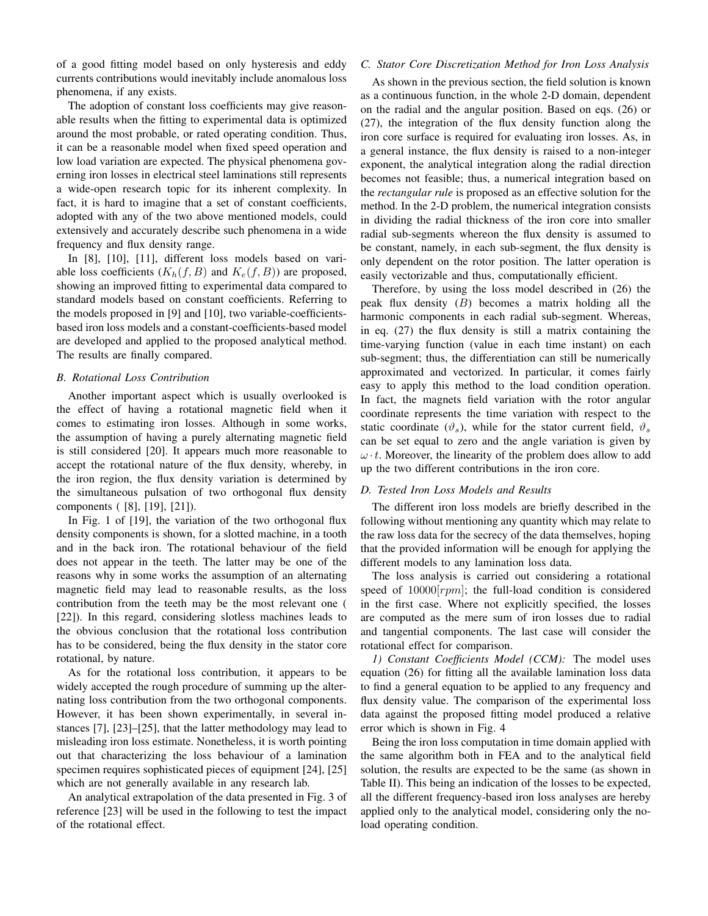of a good fitting model based on only hysteresis and eddy currents contributions would inevitably include anomalous loss phenomena, if any exists.

The adoption of constant loss coefficients may give reasonable results when the fitting to experimental data is optimized around the most probable, or rated operating condition. Thus, it can be a reasonable model when fixed speed operation and low load variation are expected. The physical phenomena governing iron losses in electrical steel laminations still represents a wide-open research topic for its inherent complexity. In fact, it is hard to imagine that a set of constant coefficients, adopted with any of the two above mentioned models, could extensively and accurately describe such phenomena in a wide frequency and flux density range.

In [8], [10], [11], different loss models based on variable loss coefficients ($K_h(f, B)$ and $K_e(f, B)$) are proposed, showing an improved fitting to experimental data compared to standard models based on constant coefficients. Referring to the models proposed in [9] and [10], two variable-coefficients-based iron loss models and a constant-coefficients-based model are developed and applied to the proposed analytical method. The results are finally compared.

### *B. Rotational Loss Contribution*

Another important aspect which is usually overlooked is the effect of having a rotational magnetic field when it comes to estimating iron losses. Although in some works, the assumption of having a purely alternating magnetic field is still considered [20]. It appears much more reasonable to accept the rotational nature of the flux density, whereby, in the iron region, the flux density variation is determined by the simultaneous pulsation of two orthogonal flux density components ( [8], [19], [21]).

In Fig. 1 of [19], the variation of the two orthogonal flux density components is shown, for a slotted machine, in a tooth and in the back iron. The rotational behaviour of the field does not appear in the teeth. The latter may be one of the reasons why in some works the assumption of an alternating magnetic field may lead to reasonable results, as the loss contribution from the teeth may be the most relevant one ( [22]). In this regard, considering slotless machines leads to the obvious conclusion that the rotational loss contribution has to be considered, being the flux density in the stator core rotational, by nature.

As for the rotational loss contribution, it appears to be widely accepted the rough procedure of summing up the alternating loss contribution from the two orthogonal components. However, it has been shown experimentally, in several instances [7], [23]–[25], that the latter methodology may lead to misleading iron loss estimate. Nonetheless, it is worth pointing out that characterizing the loss behaviour of a lamination specimen requires sophisticated pieces of equipment [24], [25] which are not generally available in any research lab.

An analytical extrapolation of the data presented in Fig. 3 of reference [23] will be used in the following to test the impact of the rotational effect.

### *C. Stator Core Discretization Method for Iron Loss Analysis*

As shown in the previous section, the field solution is known as a continuous function, in the whole 2-D domain, dependent on the radial and the angular position. Based on eqs. (26) or (27), the integration of the flux density function along the iron core surface is required for evaluating iron losses. As, in a general instance, the flux density is raised to a non-integer exponent, the analytical integration along the radial direction becomes not feasible; thus, a numerical integration based on the *rectangular rule* is proposed as an effective solution for the method. In the 2-D problem, the numerical integration consists in dividing the radial thickness of the iron core into smaller radial sub-segments whereon the flux density is assumed to be constant, namely, in each sub-segment, the flux density is only dependent on the rotor position. The latter operation is easily vectorizable and thus, computationally efficient.

Therefore, by using the loss model described in (26) the peak flux density ($B$) becomes a matrix holding all the harmonic components in each radial sub-segment. Whereas, in eq. (27) the flux density is still a matrix containing the time-varying function (value in each time instant) on each sub-segment; thus, the differentiation can still be numerically approximated and vectorized. In particular, it comes fairly easy to apply this method to the load condition operation. In fact, the magnets field variation with the rotor angular coordinate represents the time variation with respect to the static coordinate ($\vartheta_s$), while for the stator current field, $\vartheta_s$ can be set equal to zero and the angle variation is given by $\omega \cdot t$. Moreover, the linearity of the problem does allow to add up the two different contributions in the iron core.

### *D. Tested Iron Loss Models and Results*

The different iron loss models are briefly described in the following without mentioning any quantity which may relate to the raw loss data for the secrecy of the data themselves, hoping that the provided information will be enough for applying the different models to any lamination loss data.

The loss analysis is carried out considering a rotational speed of $10000[rpm]$; the full-load condition is considered in the first case. Where not explicitly specified, the losses are computed as the mere sum of iron losses due to radial and tangential components. The last case will consider the rotational effect for comparison.

*1) Constant Coefficients Model (CCM):* The model uses equation (26) for fitting all the available lamination loss data to find a general equation to be applied to any frequency and flux density value. The comparison of the experimental loss data against the proposed fitting model produced a relative error which is shown in Fig. 4

Being the iron loss computation in time domain applied with the same algorithm both in FEA and to the analytical field solution, the results are expected to be the same (as shown in Table II). This being an indication of the losses to be expected, all the different frequency-based iron loss analyses are hereby applied only to the analytical model, considering only the no-load operating condition.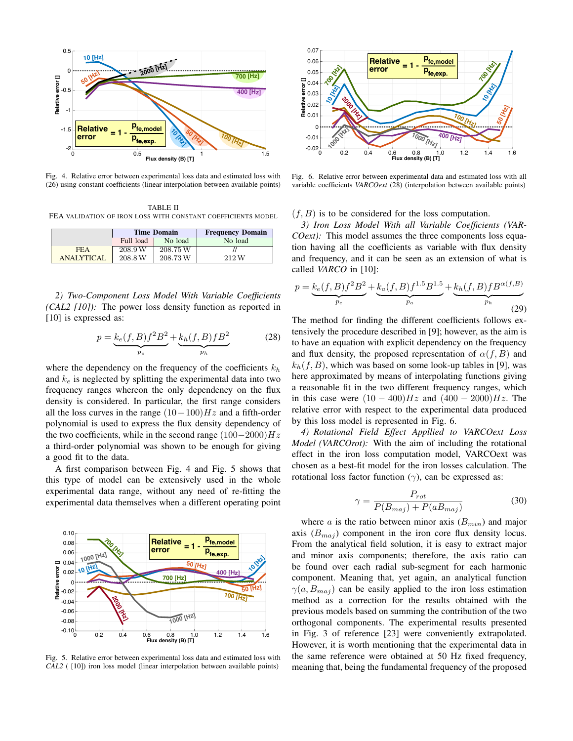Fig. 4. Relative error between experimental loss data and estimated loss with (26) using constant coefficients (linear interpolation between available points)

TABLE II
FEA VALIDATION OF IRON LOSS WITH CONSTANT COEFFICIENTS MODEL

| | Time Domain | | Frequency Domain |
|---|---|---|---|
| | Full load | No load | No load |
| FEA | 208.9 W | 208.75 W | // |
| ANALYTICAL | 208.8 W | 208.73 W | 212 W |

*2) Two-Component Loss Model With Variable Coefficients (CAL2 [10]):* The power loss density function as reported in [10] is expressed as:

$$p = \underbrace{k_e(f,B)f^2B^2}_{p_e} + \underbrace{k_h(f,B)fB^2}_{p_h} \tag{28}$$

where the dependency on the frequency of the coefficients $k_h$ and $k_e$ is neglected by splitting the experimental data into two frequency ranges whereon the only dependency on the flux density is considered. In particular, the first range considers all the loss curves in the range $(10-100)Hz$ and a fifth-order polynomial is used to express the flux density dependency of the two coefficients, while in the second range $(100-2000)Hz$ a third-order polynomial was shown to be enough for giving a good fit to the data.

A first comparison between Fig. 4 and Fig. 5 shows that this type of model can be extensively used in the whole experimental data range, without any need of re-fitting the experimental data themselves when a different operating point

Fig. 5. Relative error between experimental loss data and estimated loss with *CAL2* ( [10]) iron loss model (linear interpolation between available points)

Fig. 6. Relative error between experimental data and estimated loss with all variable coefficients *VARCOext* (28) (interpolation between available points)

$(f, B)$ is to be considered for the loss computation.

*3) Iron Loss Model With all Variable Coefficients (VARCOext):* This model assumes the three components loss equation having all the coefficients as variable with flux density and frequency, and it can be seen as an extension of what is called *VARCO* in [10]:

$$p = \underbrace{k_e(f,B)f^2B^2}_{p_e} + \underbrace{k_a(f,B)f^{1.5}B^{1.5}}_{p_a} + \underbrace{k_h(f,B)fB^{\alpha(f,B)}}_{p_h} \tag{29}$$

The method for finding the different coefficients follows extensively the procedure described in [9]; however, as the aim is to have an equation with explicit dependency on the frequency and flux density, the proposed representation of $\alpha(f, B)$ and $k_h(f, B)$, which was based on some look-up tables in [9], was here approximated by means of interpolating functions giving a reasonable fit in the two different frequency ranges, which in this case were $(10 - 400)Hz$ and $(400 - 2000)Hz$. The relative error with respect to the experimental data produced by this loss model is represented in Fig. 6.

*4) Rotational Field Effect Appllied to VARCOext Loss Model (VARCOrot):* With the aim of including the rotational effect in the iron loss computation model, VARCOext was chosen as a best-fit model for the iron losses calculation. The rotational loss factor function ($\gamma$), can be expressed as:

$$\gamma = \frac{P_{rot}}{P(B_{maj}) + P(aB_{maj})} \tag{30}$$

where $a$ is the ratio between minor axis ($B_{min}$) and major axis ($B_{maj}$) component in the iron core flux density locus. From the analytical field solution, it is easy to extract major and minor axis components; therefore, the axis ratio can be found over each radial sub-segment for each harmonic component. Meaning that, yet again, an analytical function $\gamma(a, B_{maj})$ can be easily applied to the iron loss estimation method as a correction for the results obtained with the previous models based on summing the contribution of the two orthogonal components. The experimental results presented in Fig. 3 of reference [23] were conveniently extrapolated. However, it is worth mentioning that the experimental data in the same reference were obtained at 50 Hz fixed frequency, meaning that, being the fundamental frequency of the proposed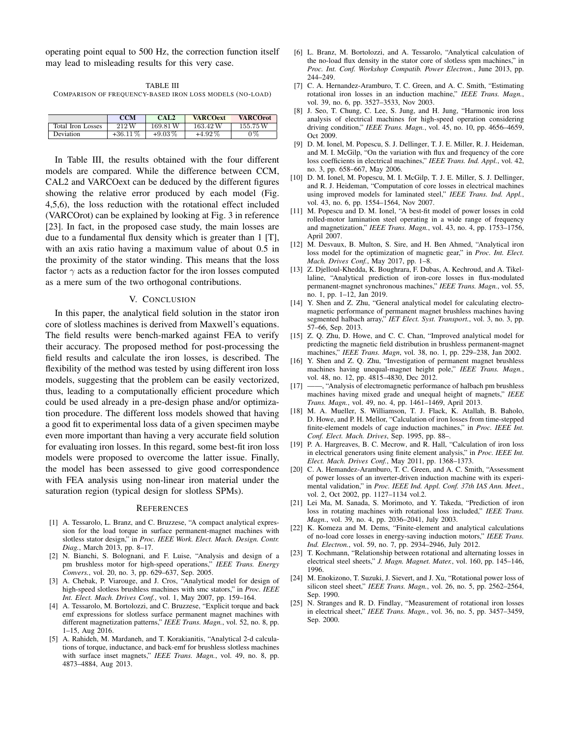operating point equal to 500 Hz, the correction function itself may lead to misleading results for this very case.

TABLE III
COMPARISON OF FREQUENCY-BASED IRON LOSS MODELS (NO-LOAD)

| | CCM | CAL2 | VARCOext | VARCOrot |
|---|---|---|---|---|
| Total Iron Losses | 212 W | 169.81 W | 163.42 W | 155.75 W |
| Deviation | +36.11 % | +9.03 % | +4.92 % | 0 % |

In Table III, the results obtained with the four different models are compared. While the difference between CCM, CAL2 and VARCOext can be deduced by the different figures showing the relative error produced by each model (Fig. 4,5,6), the loss reduction with the rotational effect included (VARCOrot) can be explained by looking at Fig. 3 in reference [23]. In fact, in the proposed case study, the main losses are due to a fundamental flux density which is greater than 1 [T], with an axis ratio having a maximum value of about 0.5 in the proximity of the stator winding. This means that the loss factor $\gamma$ acts as a reduction factor for the iron losses computed as a mere sum of the two orthogonal contributions.

## V. Conclusion

In this paper, the analytical field solution in the stator iron core of slotless machines is derived from Maxwell's equations. The field results were bench-marked against FEA to verify their accuracy. The proposed method for post-processing the field results and calculate the iron losses, is described. The flexibility of the method was tested by using different iron loss models, suggesting that the problem can be easily vectorized, thus, leading to a computationally efficient procedure which could be used already in a pre-design phase and/or optimization procedure. The different loss models showed that having a good fit to experimental loss data of a given specimen maybe even more important than having a very accurate field solution for evaluating iron losses. In this regard, some best-fit iron loss models were proposed to overcome the latter issue. Finally, the model has been assessed to give good correspondence with FEA analysis using non-linear iron material under the saturation region (typical design for slotless SPMs).

## References

[1] A. Tessarolo, L. Branz, and C. Bruzzese, "A compact analytical expression for the load torque in surface permanent-magnet machines with slotless stator design," in *Proc. IEEE Work. Elect. Mach. Design. Contr. Diag.*, March 2013, pp. 8–17.

[2] N. Bianchi, S. Bolognani, and F. Luise, "Analysis and design of a pm brushless motor for high-speed operations," *IEEE Trans. Energy Convers.*, vol. 20, no. 3, pp. 629–637, Sep. 2005.

[3] A. Chebak, P. Viarouge, and J. Cros, "Analytical model for design of high-speed slotless brushless machines with smc stators," in *Proc. IEEE Int. Elect. Mach. Drives Conf.*, vol. 1, May 2007, pp. 159–164.

[4] A. Tessarolo, M. Bortolozzi, and C. Bruzzese, "Explicit torque and back emf expressions for slotless surface permanent magnet machines with different magnetization patterns," *IEEE Trans. Magn.*, vol. 52, no. 8, pp. 1–15, Aug 2016.

[5] A. Rahideh, M. Mardaneh, and T. Korakianitis, "Analytical 2-d calculations of torque, inductance, and back-emf for brushless slotless machines with surface inset magnets," *IEEE Trans. Magn.*, vol. 49, no. 8, pp. 4873–4884, Aug 2013.

[6] L. Branz, M. Bortolozzi, and A. Tessarolo, "Analytical calculation of the no-load flux density in the stator core of slotless spm machines," in *Proc. Int. Conf. Workshop Compatib. Power Electron.*, June 2013, pp. 244–249.

[7] C. A. Hernandez-Aramburo, T. C. Green, and A. C. Smith, "Estimating rotational iron losses in an induction machine," *IEEE Trans. Magn.*, vol. 39, no. 6, pp. 3527–3533, Nov 2003.

[8] J. Seo, T. Chung, C. Lee, S. Jung, and H. Jung, "Harmonic iron loss analysis of electrical machines for high-speed operation considering driving condition," *IEEE Trans. Magn.*, vol. 45, no. 10, pp. 4656–4659, Oct 2009.

[9] D. M. Ionel, M. Popescu, S. J. Dellinger, T. J. E. Miller, R. J. Heideman, and M. I. McGilp, "On the variation with flux and frequency of the core loss coefficients in electrical machines," *IEEE Trans. Ind. Appl.*, vol. 42, no. 3, pp. 658–667, May 2006.

[10] D. M. Ionel, M. Popescu, M. I. McGilp, T. J. E. Miller, S. J. Dellinger, and R. J. Heideman, "Computation of core losses in electrical machines using improved models for laminated steel," *IEEE Trans. Ind. Appl.*, vol. 43, no. 6, pp. 1554–1564, Nov 2007.

[11] M. Popescu and D. M. Ionel, "A best-fit model of power losses in cold rolled-motor lamination steel operating in a wide range of frequency and magnetization," *IEEE Trans. Magn.*, vol. 43, no. 4, pp. 1753–1756, April 2007.

[12] M. Desvaux, B. Multon, S. Sire, and H. Ben Ahmed, "Analytical iron loss model for the optimization of magnetic gear," in *Proc. Int. Elect. Mach. Drives Conf.*, May 2017, pp. 1–8.

[13] Z. Djelloul-Khedda, K. Boughrara, F. Dubas, A. Kechroud, and A. Tikellaline, "Analytical prediction of iron-core losses in flux-modulated permanent-magnet synchronous machines," *IEEE Trans. Magn.*, vol. 55, no. 1, pp. 1–12, Jan 2019.

[14] Y. Shen and Z. Zhu, "General analytical model for calculating electromagnetic performance of permanent magnet brushless machines having segmented halbach array," *IET Elect. Syst. Transport.*, vol. 3, no. 3, pp. 57–66, Sep. 2013.

[15] Z. Q. Zhu, D. Howe, and C. C. Chan, "Improved analytical model for predicting the magnetic field distribution in brushless permanent-magnet machines," *IEEE Trans. Magn*, vol. 38, no. 1, pp. 229–238, Jan 2002.

[16] Y. Shen and Z. Q. Zhu, "Investigation of permanent magnet brushless machines having unequal-magnet height pole," *IEEE Trans. Magn.*, vol. 48, no. 12, pp. 4815–4830, Dec 2012.

[17] ——, "Analysis of electromagnetic performance of halbach pm brushless machines having mixed grade and unequal height of magnets," *IEEE Trans. Magn.*, vol. 49, no. 4, pp. 1461–1469, April 2013.

[18] M. A. Mueller, S. Williamson, T. J. Flack, K. Atallah, B. Baholo, D. Howe, and P. H. Mellor, "Calculation of iron losses from time-stepped finite-element models of cage induction machines," in *Proc. IEEE Int. Conf. Elect. Mach. Drives*, Sep. 1995, pp. 88–.

[19] P. A. Hargreaves, B. C. Mecrow, and R. Hall, "Calculation of iron loss in electrical generators using finite element analysis," in *Proc. IEEE Int. Elect. Mach. Drives Conf.*, May 2011, pp. 1368–1373.

[20] C. A. Hernandez-Aramburo, T. C. Green, and A. C. Smith, "Assessment of power losses of an inverter-driven induction machine with its experimental validation," in *Proc. IEEE Ind. Appl. Conf. 37th IAS Ann. Meet.*, vol. 2, Oct 2002, pp. 1127–1134 vol.2.

[21] Lei Ma, M. Sanada, S. Morimoto, and Y. Takeda, "Prediction of iron loss in rotating machines with rotational loss included," *IEEE Trans. Magn.*, vol. 39, no. 4, pp. 2036–2041, July 2003.

[22] K. Komeza and M. Dems, "Finite-element and analytical calculations of no-load core losses in energy-saving induction motors," *IEEE Trans. Ind. Electron.*, vol. 59, no. 7, pp. 2934–2946, July 2012.

[23] T. Kochmann, "Relationship between rotational and alternating losses in electrical steel sheets," *J. Magn. Magnet. Mater.*, vol. 160, pp. 145–146, 1996.

[24] M. Enokizono, T. Suzuki, J. Sievert, and J. Xu, "Rotational power loss of silicon steel sheet," *IEEE Trans. Magn.*, vol. 26, no. 5, pp. 2562–2564, Sep. 1990.

[25] N. Stranges and R. D. Findlay, "Measurement of rotational iron losses in electrical sheet," *IEEE Trans. Magn.*, vol. 36, no. 5, pp. 3457–3459, Sep. 2000.